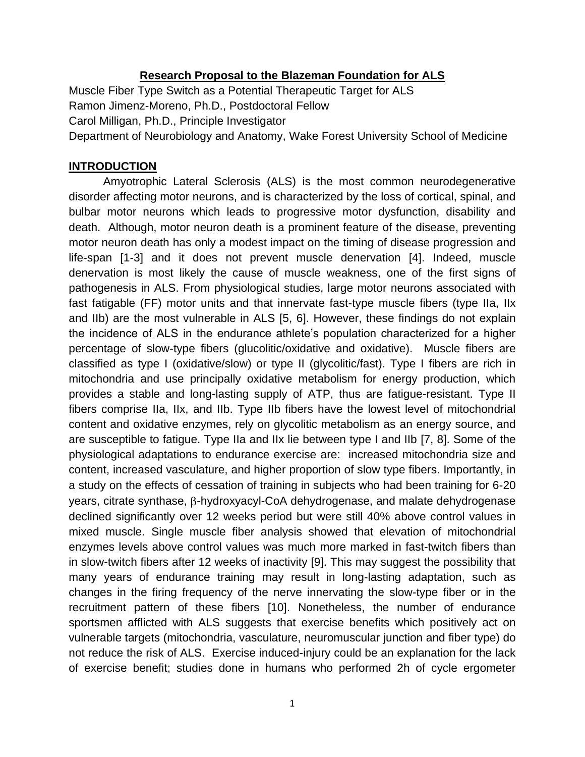**Research Proposal to the Blazeman Foundation for ALS**

Muscle Fiber Type Switch as a Potential Therapeutic Target for ALS
Ramon Jimenz-Moreno, Ph.D., Postdoctoral Fellow
Carol Milligan, Ph.D., Principle Investigator
Department of Neurobiology and Anatomy, Wake Forest University School of Medicine

## INTRODUCTION

Amyotrophic Lateral Sclerosis (ALS) is the most common neurodegenerative disorder affecting motor neurons, and is characterized by the loss of cortical, spinal, and bulbar motor neurons which leads to progressive motor dysfunction, disability and death. Although, motor neuron death is a prominent feature of the disease, preventing motor neuron death has only a modest impact on the timing of disease progression and life-span [1-3] and it does not prevent muscle denervation [4]. Indeed, muscle denervation is most likely the cause of muscle weakness, one of the first signs of pathogenesis in ALS. From physiological studies, large motor neurons associated with fast fatigable (FF) motor units and that innervate fast-type muscle fibers (type IIa, IIx and IIb) are the most vulnerable in ALS [5, 6]. However, these findings do not explain the incidence of ALS in the endurance athlete's population characterized for a higher percentage of slow-type fibers (glucolitic/oxidative and oxidative). Muscle fibers are classified as type I (oxidative/slow) or type II (glycolitic/fast). Type I fibers are rich in mitochondria and use principally oxidative metabolism for energy production, which provides a stable and long-lasting supply of ATP, thus are fatigue-resistant. Type II fibers comprise IIa, IIx, and IIb. Type IIb fibers have the lowest level of mitochondrial content and oxidative enzymes, rely on glycolitic metabolism as an energy source, and are susceptible to fatigue. Type IIa and IIx lie between type I and IIb [7, 8]. Some of the physiological adaptations to endurance exercise are: increased mitochondria size and content, increased vasculature, and higher proportion of slow type fibers. Importantly, in a study on the effects of cessation of training in subjects who had been training for 6-20 years, citrate synthase, $\beta$-hydroxyacyl-CoA dehydrogenase, and malate dehydrogenase declined significantly over 12 weeks period but were still 40% above control values in mixed muscle. Single muscle fiber analysis showed that elevation of mitochondrial enzymes levels above control values was much more marked in fast-twitch fibers than in slow-twitch fibers after 12 weeks of inactivity [9]. This may suggest the possibility that many years of endurance training may result in long-lasting adaptation, such as changes in the firing frequency of the nerve innervating the slow-type fiber or in the recruitment pattern of these fibers [10]. Nonetheless, the number of endurance sportsmen afflicted with ALS suggests that exercise benefits which positively act on vulnerable targets (mitochondria, vasculature, neuromuscular junction and fiber type) do not reduce the risk of ALS. Exercise induced-injury could be an explanation for the lack of exercise benefit; studies done in humans who performed 2h of cycle ergometer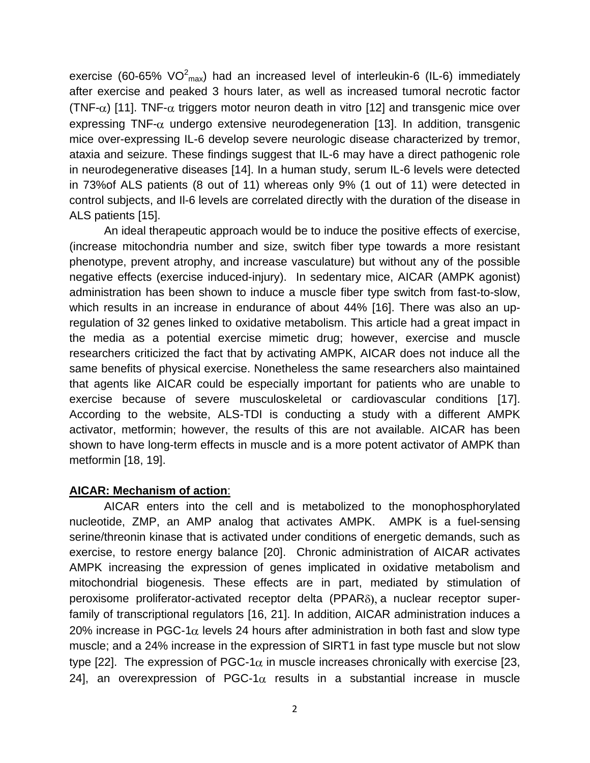exercise (60-65% $VO^2_{max}$) had an increased level of interleukin-6 (IL-6) immediately after exercise and peaked 3 hours later, as well as increased tumoral necrotic factor (TNF-$\alpha$) [11]. TNF-$\alpha$ triggers motor neuron death in vitro [12] and transgenic mice over expressing TNF-$\alpha$ undergo extensive neurodegeneration [13]. In addition, transgenic mice over-expressing IL-6 develop severe neurologic disease characterized by tremor, ataxia and seizure. These findings suggest that IL-6 may have a direct pathogenic role in neurodegenerative diseases [14]. In a human study, serum IL-6 levels were detected in 73%of ALS patients (8 out of 11) whereas only 9% (1 out of 11) were detected in control subjects, and Il-6 levels are correlated directly with the duration of the disease in ALS patients [15].

An ideal therapeutic approach would be to induce the positive effects of exercise, (increase mitochondria number and size, switch fiber type towards a more resistant phenotype, prevent atrophy, and increase vasculature) but without any of the possible negative effects (exercise induced-injury). In sedentary mice, AICAR (AMPK agonist) administration has been shown to induce a muscle fiber type switch from fast-to-slow, which results in an increase in endurance of about 44% [16]. There was also an up-regulation of 32 genes linked to oxidative metabolism. This article had a great impact in the media as a potential exercise mimetic drug; however, exercise and muscle researchers criticized the fact that by activating AMPK, AICAR does not induce all the same benefits of physical exercise. Nonetheless the same researchers also maintained that agents like AICAR could be especially important for patients who are unable to exercise because of severe musculoskeletal or cardiovascular conditions [17]. According to the website, ALS-TDI is conducting a study with a different AMPK activator, metformin; however, the results of this are not available. AICAR has been shown to have long-term effects in muscle and is a more potent activator of AMPK than metformin [18, 19].

**AICAR: Mechanism of action**:

AICAR enters into the cell and is metabolized to the monophosphorylated nucleotide, ZMP, an AMP analog that activates AMPK. AMPK is a fuel-sensing serine/threonin kinase that is activated under conditions of energetic demands, such as exercise, to restore energy balance [20]. Chronic administration of AICAR activates AMPK increasing the expression of genes implicated in oxidative metabolism and mitochondrial biogenesis. These effects are in part, mediated by stimulation of peroxisome proliferator-activated receptor delta (PPAR$\delta$), a nuclear receptor super-family of transcriptional regulators [16, 21]. In addition, AICAR administration induces a 20% increase in PGC-1$\alpha$ levels 24 hours after administration in both fast and slow type muscle; and a 24% increase in the expression of SIRT1 in fast type muscle but not slow type [22]. The expression of PGC-1$\alpha$ in muscle increases chronically with exercise [23, 24], an overexpression of PGC-1$\alpha$ results in a substantial increase in muscle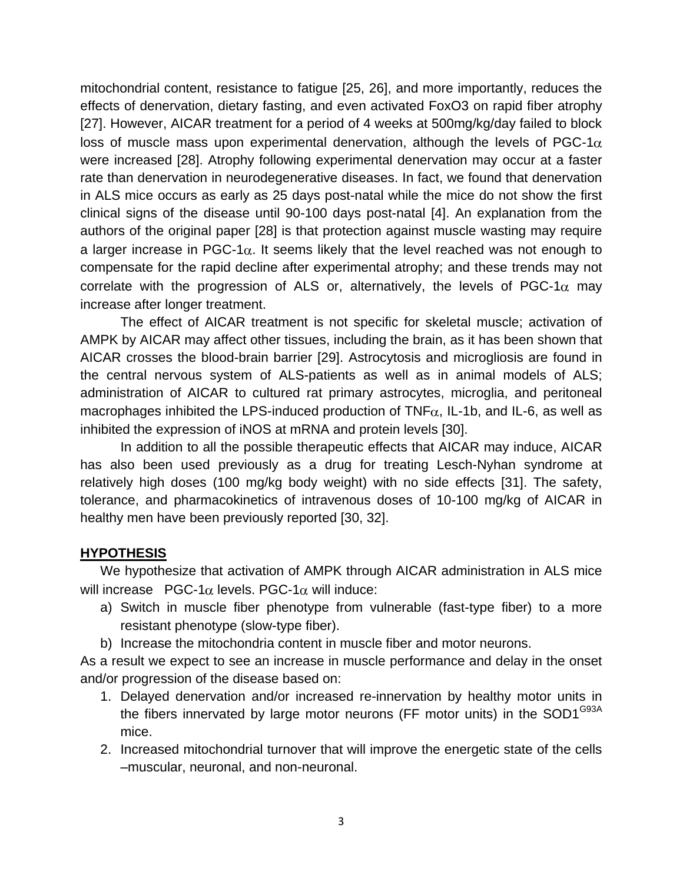mitochondrial content, resistance to fatigue [25, 26], and more importantly, reduces the effects of denervation, dietary fasting, and even activated FoxO3 on rapid fiber atrophy [27]. However, AICAR treatment for a period of 4 weeks at 500mg/kg/day failed to block loss of muscle mass upon experimental denervation, although the levels of PGC-1$\alpha$ were increased [28]. Atrophy following experimental denervation may occur at a faster rate than denervation in neurodegenerative diseases. In fact, we found that denervation in ALS mice occurs as early as 25 days post-natal while the mice do not show the first clinical signs of the disease until 90-100 days post-natal [4]. An explanation from the authors of the original paper [28] is that protection against muscle wasting may require a larger increase in PGC-1$\alpha$. It seems likely that the level reached was not enough to compensate for the rapid decline after experimental atrophy; and these trends may not correlate with the progression of ALS or, alternatively, the levels of PGC-1$\alpha$ may increase after longer treatment.

The effect of AICAR treatment is not specific for skeletal muscle; activation of AMPK by AICAR may affect other tissues, including the brain, as it has been shown that AICAR crosses the blood-brain barrier [29]. Astrocytosis and microgliosis are found in the central nervous system of ALS-patients as well as in animal models of ALS; administration of AICAR to cultured rat primary astrocytes, microglia, and peritoneal macrophages inhibited the LPS-induced production of TNF$\alpha$, IL-1b, and IL-6, as well as inhibited the expression of iNOS at mRNA and protein levels [30].

In addition to all the possible therapeutic effects that AICAR may induce, AICAR has also been used previously as a drug for treating Lesch-Nyhan syndrome at relatively high doses (100 mg/kg body weight) with no side effects [31]. The safety, tolerance, and pharmacokinetics of intravenous doses of 10-100 mg/kg of AICAR in healthy men have been previously reported [30, 32].

## HYPOTHESIS

We hypothesize that activation of AMPK through AICAR administration in ALS mice will increase PGC-1$\alpha$ levels. PGC-1$\alpha$ will induce:

a) Switch in muscle fiber phenotype from vulnerable (fast-type fiber) to a more resistant phenotype (slow-type fiber).
b) Increase the mitochondria content in muscle fiber and motor neurons.

As a result we expect to see an increase in muscle performance and delay in the onset and/or progression of the disease based on:

1. Delayed denervation and/or increased re-innervation by healthy motor units in the fibers innervated by large motor neurons (FF motor units) in the SOD1$^{G93A}$ mice.
2. Increased mitochondrial turnover that will improve the energetic state of the cells –muscular, neuronal, and non-neuronal.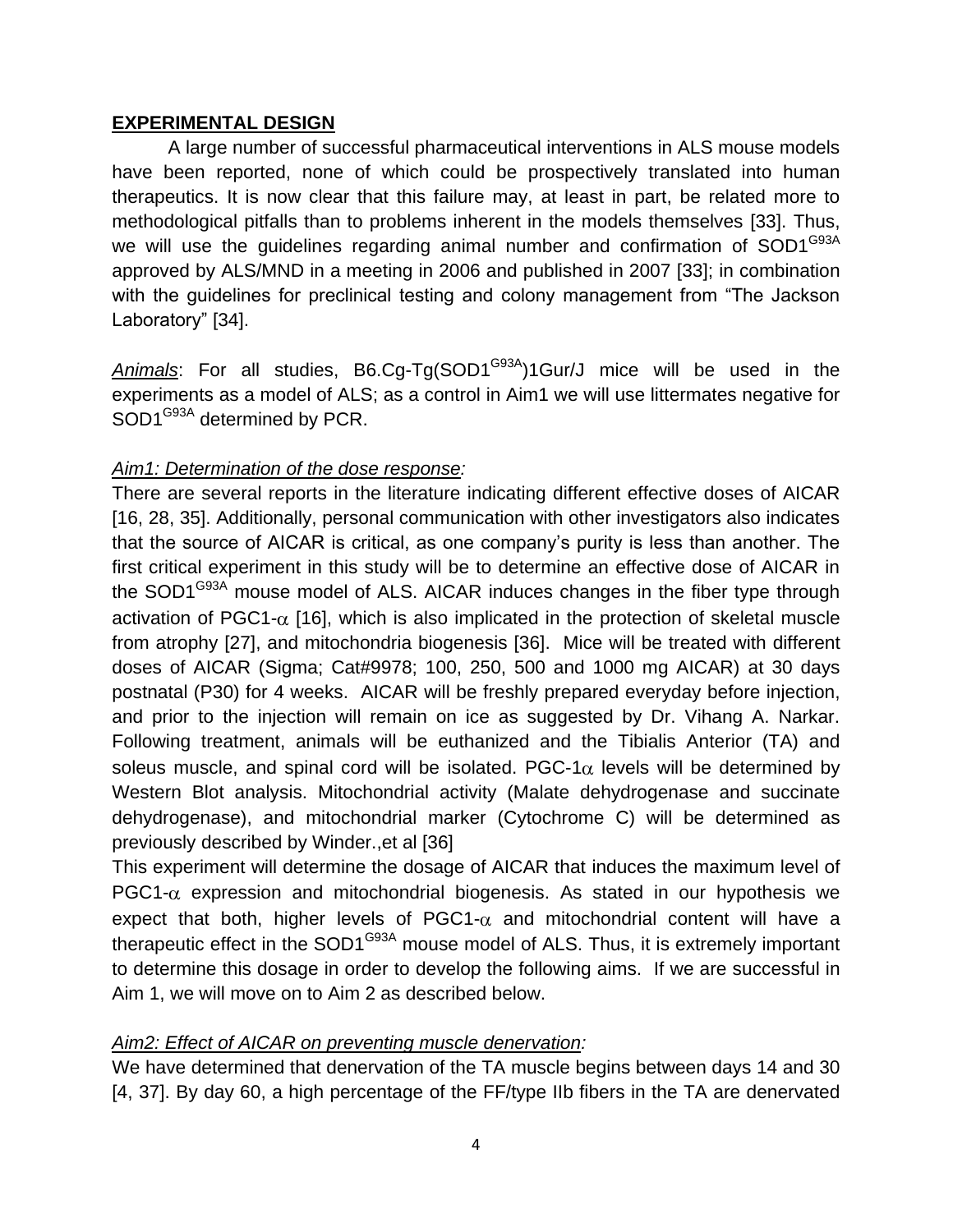## **EXPERIMENTAL DESIGN**

A large number of successful pharmaceutical interventions in ALS mouse models have been reported, none of which could be prospectively translated into human therapeutics. It is now clear that this failure may, at least in part, be related more to methodological pitfalls than to problems inherent in the models themselves [33]. Thus, we will use the guidelines regarding animal number and confirmation of $SOD1^{G93A}$ approved by ALS/MND in a meeting in 2006 and published in 2007 [33]; in combination with the guidelines for preclinical testing and colony management from "The Jackson Laboratory" [34].

*Animals*: For all studies, B6.Cg-Tg($SOD1^{G93A}$)1Gur/J mice will be used in the experiments as a model of ALS; as a control in Aim1 we will use littermates negative for $SOD1^{G93A}$ determined by PCR.

*Aim1: Determination of the dose response:*

There are several reports in the literature indicating different effective doses of AICAR [16, 28, 35]. Additionally, personal communication with other investigators also indicates that the source of AICAR is critical, as one company's purity is less than another. The first critical experiment in this study will be to determine an effective dose of AICAR in the $SOD1^{G93A}$ mouse model of ALS. AICAR induces changes in the fiber type through activation of PGC1-$\alpha$ [16], which is also implicated in the protection of skeletal muscle from atrophy [27], and mitochondria biogenesis [36]. Mice will be treated with different doses of AICAR (Sigma; Cat#9978; 100, 250, 500 and 1000 mg AICAR) at 30 days postnatal (P30) for 4 weeks. AICAR will be freshly prepared everyday before injection, and prior to the injection will remain on ice as suggested by Dr. Vihang A. Narkar. Following treatment, animals will be euthanized and the Tibialis Anterior (TA) and soleus muscle, and spinal cord will be isolated. PGC-1$\alpha$ levels will be determined by Western Blot analysis. Mitochondrial activity (Malate dehydrogenase and succinate dehydrogenase), and mitochondrial marker (Cytochrome C) will be determined as previously described by Winder.,et al [36]

This experiment will determine the dosage of AICAR that induces the maximum level of PGC1-$\alpha$ expression and mitochondrial biogenesis. As stated in our hypothesis we expect that both, higher levels of PGC1-$\alpha$ and mitochondrial content will have a therapeutic effect in the $SOD1^{G93A}$ mouse model of ALS. Thus, it is extremely important to determine this dosage in order to develop the following aims. If we are successful in Aim 1, we will move on to Aim 2 as described below.

*Aim2: Effect of AICAR on preventing muscle denervation:*

We have determined that denervation of the TA muscle begins between days 14 and 30 [4, 37]. By day 60, a high percentage of the FF/type IIb fibers in the TA are denervated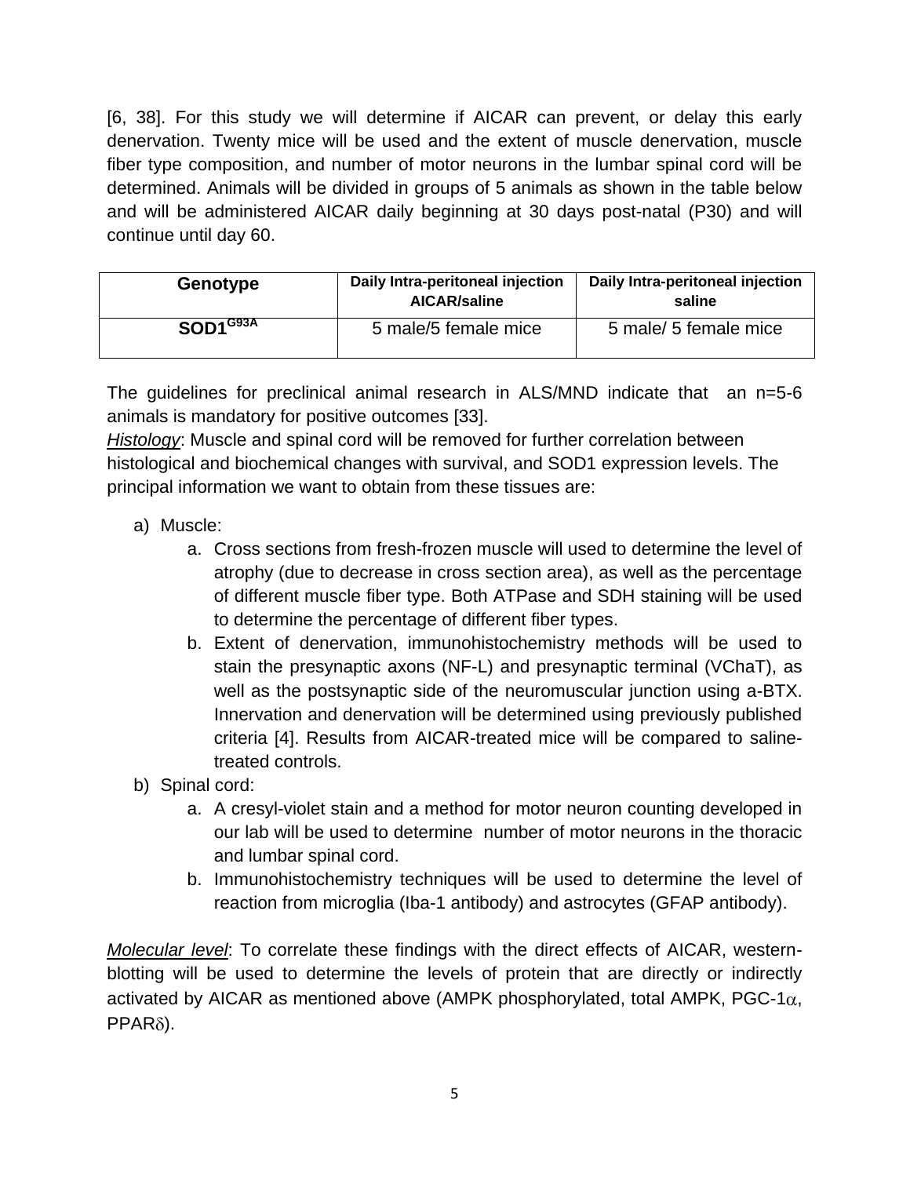[6, 38]. For this study we will determine if AICAR can prevent, or delay this early denervation. Twenty mice will be used and the extent of muscle denervation, muscle fiber type composition, and number of motor neurons in the lumbar spinal cord will be determined. Animals will be divided in groups of 5 animals as shown in the table below and will be administered AICAR daily beginning at 30 days post-natal (P30) and will continue until day 60.

| Genotype | Daily Intra-peritoneal injection AICAR/saline | Daily Intra-peritoneal injection saline |
|---|---|---|
| $SOD1^{G93A}$ | 5 male/5 female mice | 5 male/ 5 female mice |

The guidelines for preclinical animal research in ALS/MND indicate that an n=5-6 animals is mandatory for positive outcomes [33].

*Histology*: Muscle and spinal cord will be removed for further correlation between histological and biochemical changes with survival, and SOD1 expression levels. The principal information we want to obtain from these tissues are:

a) Muscle:
   a. Cross sections from fresh-frozen muscle will used to determine the level of atrophy (due to decrease in cross section area), as well as the percentage of different muscle fiber type. Both ATPase and SDH staining will be used to determine the percentage of different fiber types.
   b. Extent of denervation, immunohistochemistry methods will be used to stain the presynaptic axons (NF-L) and presynaptic terminal (VChaT), as well as the postsynaptic side of the neuromuscular junction using a-BTX. Innervation and denervation will be determined using previously published criteria [4]. Results from AICAR-treated mice will be compared to saline-treated controls.

b) Spinal cord:
   a. A cresyl-violet stain and a method for motor neuron counting developed in our lab will be used to determine number of motor neurons in the thoracic and lumbar spinal cord.
   b. Immunohistochemistry techniques will be used to determine the level of reaction from microglia (Iba-1 antibody) and astrocytes (GFAP antibody).

*Molecular level*: To correlate these findings with the direct effects of AICAR, western-blotting will be used to determine the levels of protein that are directly or indirectly activated by AICAR as mentioned above (AMPK phosphorylated, total AMPK, PGC-1$\alpha$, PPAR$\delta$).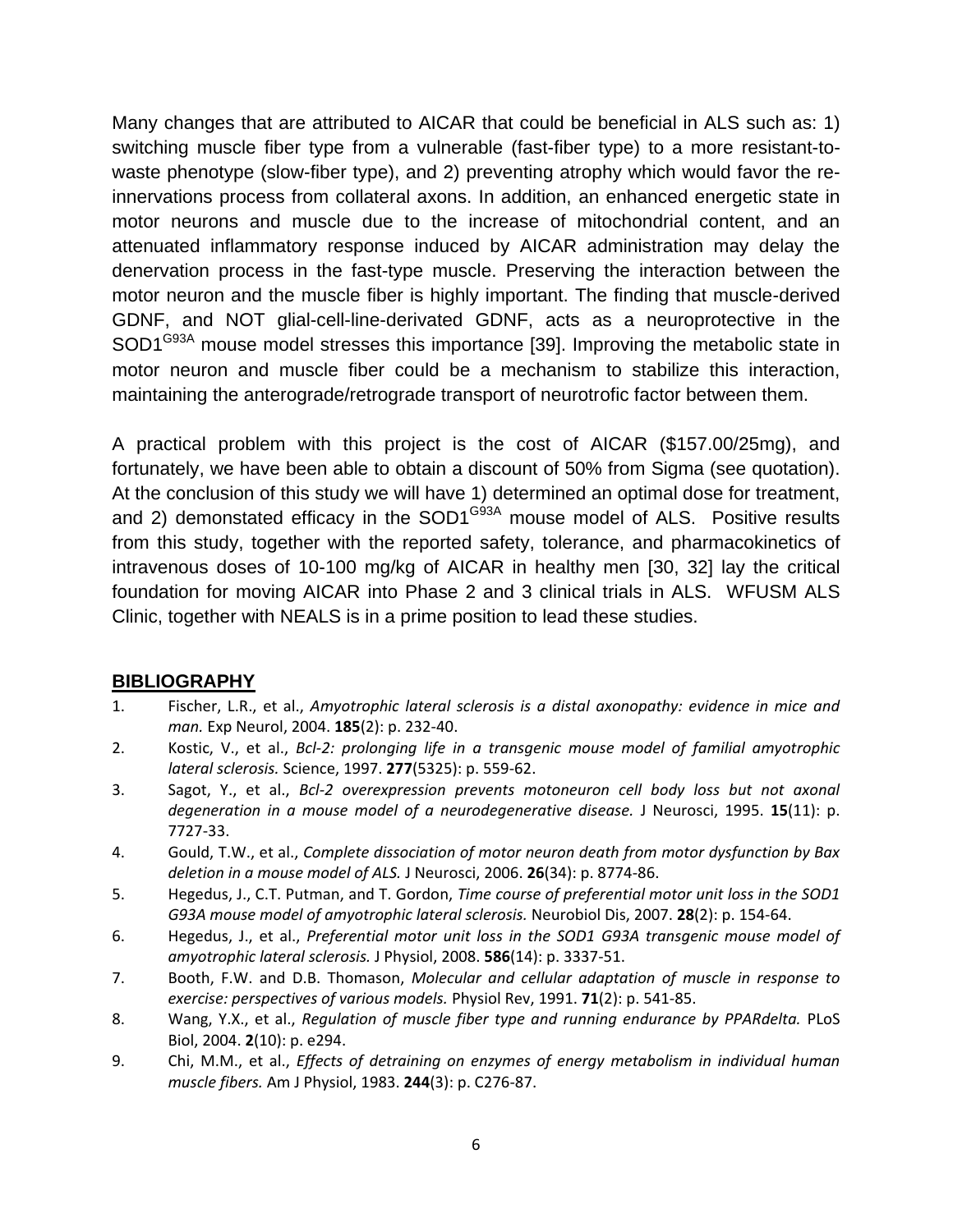Many changes that are attributed to AICAR that could be beneficial in ALS such as: 1) switching muscle fiber type from a vulnerable (fast-fiber type) to a more resistant-to-waste phenotype (slow-fiber type), and 2) preventing atrophy which would favor the re-innervations process from collateral axons. In addition, an enhanced energetic state in motor neurons and muscle due to the increase of mitochondrial content, and an attenuated inflammatory response induced by AICAR administration may delay the denervation process in the fast-type muscle. Preserving the interaction between the motor neuron and the muscle fiber is highly important. The finding that muscle-derived GDNF, and NOT glial-cell-line-derivated GDNF, acts as a neuroprotective in the SOD1$^{G93A}$ mouse model stresses this importance [39]. Improving the metabolic state in motor neuron and muscle fiber could be a mechanism to stabilize this interaction, maintaining the anterograde/retrograde transport of neurotrofic factor between them.

A practical problem with this project is the cost of AICAR ($157.00/25mg), and fortunately, we have been able to obtain a discount of 50% from Sigma (see quotation). At the conclusion of this study we will have 1) determined an optimal dose for treatment, and 2) demonstated efficacy in the SOD1$^{G93A}$ mouse model of ALS. Positive results from this study, together with the reported safety, tolerance, and pharmacokinetics of intravenous doses of 10-100 mg/kg of AICAR in healthy men [30, 32] lay the critical foundation for moving AICAR into Phase 2 and 3 clinical trials in ALS. WFUSM ALS Clinic, together with NEALS is in a prime position to lead these studies.

## BIBLIOGRAPHY

1. Fischer, L.R., et al., *Amyotrophic lateral sclerosis is a distal axonopathy: evidence in mice and man.* Exp Neurol, 2004. **185**(2): p. 232-40.
2. Kostic, V., et al., *Bcl-2: prolonging life in a transgenic mouse model of familial amyotrophic lateral sclerosis.* Science, 1997. **277**(5325): p. 559-62.
3. Sagot, Y., et al., *Bcl-2 overexpression prevents motoneuron cell body loss but not axonal degeneration in a mouse model of a neurodegenerative disease.* J Neurosci, 1995. **15**(11): p. 7727-33.
4. Gould, T.W., et al., *Complete dissociation of motor neuron death from motor dysfunction by Bax deletion in a mouse model of ALS.* J Neurosci, 2006. **26**(34): p. 8774-86.
5. Hegedus, J., C.T. Putman, and T. Gordon, *Time course of preferential motor unit loss in the SOD1 G93A mouse model of amyotrophic lateral sclerosis.* Neurobiol Dis, 2007. **28**(2): p. 154-64.
6. Hegedus, J., et al., *Preferential motor unit loss in the SOD1 G93A transgenic mouse model of amyotrophic lateral sclerosis.* J Physiol, 2008. **586**(14): p. 3337-51.
7. Booth, F.W. and D.B. Thomason, *Molecular and cellular adaptation of muscle in response to exercise: perspectives of various models.* Physiol Rev, 1991. **71**(2): p. 541-85.
8. Wang, Y.X., et al., *Regulation of muscle fiber type and running endurance by PPARdelta.* PLoS Biol, 2004. **2**(10): p. e294.
9. Chi, M.M., et al., *Effects of detraining on enzymes of energy metabolism in individual human muscle fibers.* Am J Physiol, 1983. **244**(3): p. C276-87.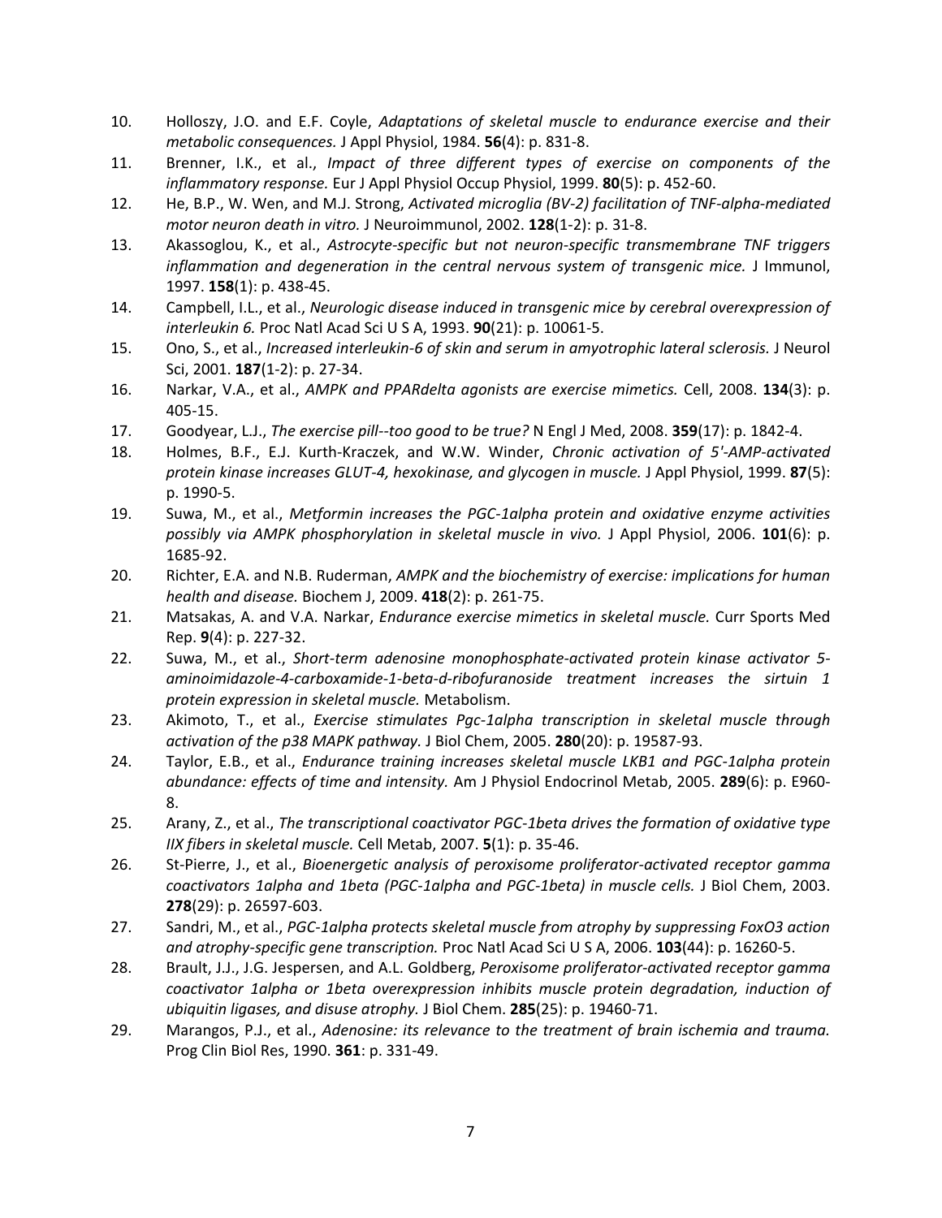10. Holloszy, J.O. and E.F. Coyle, *Adaptations of skeletal muscle to endurance exercise and their metabolic consequences.* J Appl Physiol, 1984. **56**(4): p. 831-8.
11. Brenner, I.K., et al., *Impact of three different types of exercise on components of the inflammatory response.* Eur J Appl Physiol Occup Physiol, 1999. **80**(5): p. 452-60.
12. He, B.P., W. Wen, and M.J. Strong, *Activated microglia (BV-2) facilitation of TNF-alpha-mediated motor neuron death in vitro.* J Neuroimmunol, 2002. **128**(1-2): p. 31-8.
13. Akassoglou, K., et al., *Astrocyte-specific but not neuron-specific transmembrane TNF triggers inflammation and degeneration in the central nervous system of transgenic mice.* J Immunol, 1997. **158**(1): p. 438-45.
14. Campbell, I.L., et al., *Neurologic disease induced in transgenic mice by cerebral overexpression of interleukin 6.* Proc Natl Acad Sci U S A, 1993. **90**(21): p. 10061-5.
15. Ono, S., et al., *Increased interleukin-6 of skin and serum in amyotrophic lateral sclerosis.* J Neurol Sci, 2001. **187**(1-2): p. 27-34.
16. Narkar, V.A., et al., *AMPK and PPARdelta agonists are exercise mimetics.* Cell, 2008. **134**(3): p. 405-15.
17. Goodyear, L.J., *The exercise pill--too good to be true?* N Engl J Med, 2008. **359**(17): p. 1842-4.
18. Holmes, B.F., E.J. Kurth-Kraczek, and W.W. Winder, *Chronic activation of 5'-AMP-activated protein kinase increases GLUT-4, hexokinase, and glycogen in muscle.* J Appl Physiol, 1999. **87**(5): p. 1990-5.
19. Suwa, M., et al., *Metformin increases the PGC-1alpha protein and oxidative enzyme activities possibly via AMPK phosphorylation in skeletal muscle in vivo.* J Appl Physiol, 2006. **101**(6): p. 1685-92.
20. Richter, E.A. and N.B. Ruderman, *AMPK and the biochemistry of exercise: implications for human health and disease.* Biochem J, 2009. **418**(2): p. 261-75.
21. Matsakas, A. and V.A. Narkar, *Endurance exercise mimetics in skeletal muscle.* Curr Sports Med Rep. **9**(4): p. 227-32.
22. Suwa, M., et al., *Short-term adenosine monophosphate-activated protein kinase activator 5-aminoimidazole-4-carboxamide-1-beta-d-ribofuranoside treatment increases the sirtuin 1 protein expression in skeletal muscle.* Metabolism.
23. Akimoto, T., et al., *Exercise stimulates Pgc-1alpha transcription in skeletal muscle through activation of the p38 MAPK pathway.* J Biol Chem, 2005. **280**(20): p. 19587-93.
24. Taylor, E.B., et al., *Endurance training increases skeletal muscle LKB1 and PGC-1alpha protein abundance: effects of time and intensity.* Am J Physiol Endocrinol Metab, 2005. **289**(6): p. E960-8.
25. Arany, Z., et al., *The transcriptional coactivator PGC-1beta drives the formation of oxidative type IIX fibers in skeletal muscle.* Cell Metab, 2007. **5**(1): p. 35-46.
26. St-Pierre, J., et al., *Bioenergetic analysis of peroxisome proliferator-activated receptor gamma coactivators 1alpha and 1beta (PGC-1alpha and PGC-1beta) in muscle cells.* J Biol Chem, 2003. **278**(29): p. 26597-603.
27. Sandri, M., et al., *PGC-1alpha protects skeletal muscle from atrophy by suppressing FoxO3 action and atrophy-specific gene transcription.* Proc Natl Acad Sci U S A, 2006. **103**(44): p. 16260-5.
28. Brault, J.J., J.G. Jespersen, and A.L. Goldberg, *Peroxisome proliferator-activated receptor gamma coactivator 1alpha or 1beta overexpression inhibits muscle protein degradation, induction of ubiquitin ligases, and disuse atrophy.* J Biol Chem. **285**(25): p. 19460-71.
29. Marangos, P.J., et al., *Adenosine: its relevance to the treatment of brain ischemia and trauma.* Prog Clin Biol Res, 1990. **361**: p. 331-49.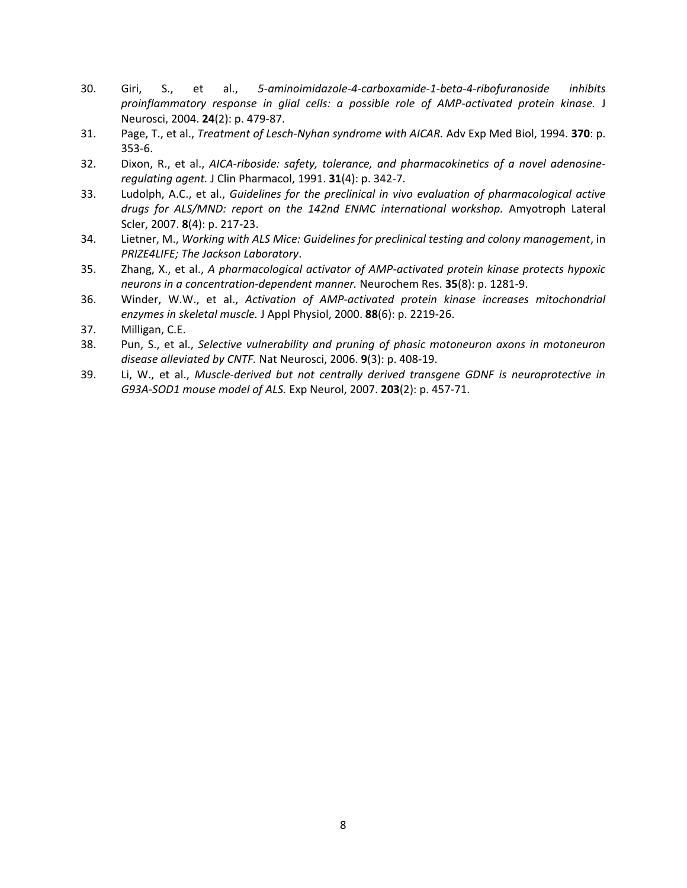30. Giri, S., et al., *5-aminoimidazole-4-carboxamide-1-beta-4-ribofuranoside inhibits proinflammatory response in glial cells: a possible role of AMP-activated protein kinase.* J Neurosci, 2004. **24**(2): p. 479-87.
31. Page, T., et al., *Treatment of Lesch-Nyhan syndrome with AICAR.* Adv Exp Med Biol, 1994. **370**: p. 353-6.
32. Dixon, R., et al., *AICA-riboside: safety, tolerance, and pharmacokinetics of a novel adenosine-regulating agent.* J Clin Pharmacol, 1991. **31**(4): p. 342-7.
33. Ludolph, A.C., et al., *Guidelines for the preclinical in vivo evaluation of pharmacological active drugs for ALS/MND: report on the 142nd ENMC international workshop.* Amyotroph Lateral Scler, 2007. **8**(4): p. 217-23.
34. Lietner, M., *Working with ALS Mice: Guidelines for preclinical testing and colony management*, in *PRIZE4LIFE; The Jackson Laboratory*.
35. Zhang, X., et al., *A pharmacological activator of AMP-activated protein kinase protects hypoxic neurons in a concentration-dependent manner.* Neurochem Res. **35**(8): p. 1281-9.
36. Winder, W.W., et al., *Activation of AMP-activated protein kinase increases mitochondrial enzymes in skeletal muscle.* J Appl Physiol, 2000. **88**(6): p. 2219-26.
37. Milligan, C.E.
38. Pun, S., et al., *Selective vulnerability and pruning of phasic motoneuron axons in motoneuron disease alleviated by CNTF.* Nat Neurosci, 2006. **9**(3): p. 408-19.
39. Li, W., et al., *Muscle-derived but not centrally derived transgene GDNF is neuroprotective in G93A-SOD1 mouse model of ALS.* Exp Neurol, 2007. **203**(2): p. 457-71.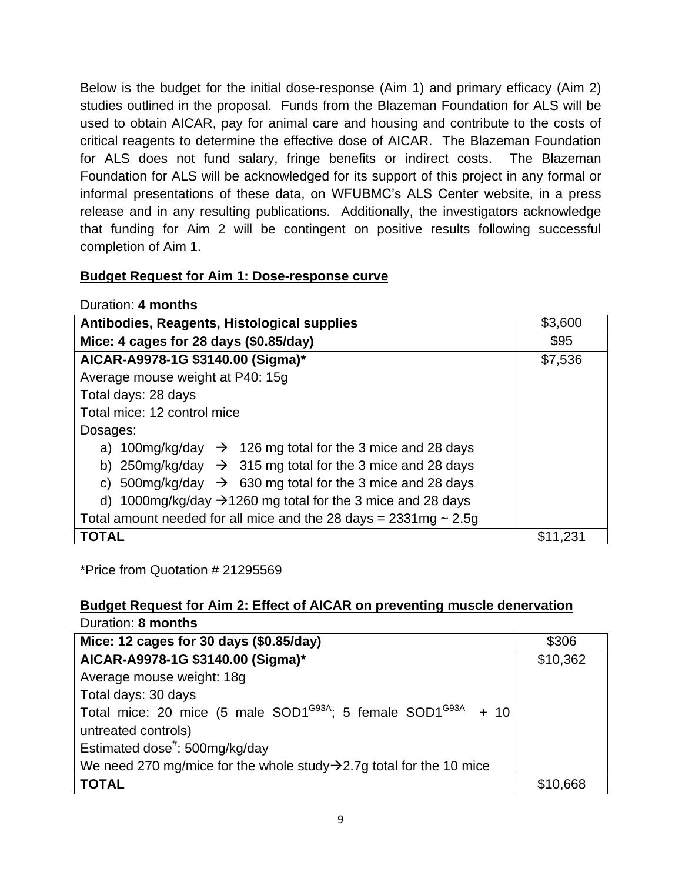Below is the budget for the initial dose-response (Aim 1) and primary efficacy (Aim 2) studies outlined in the proposal. Funds from the Blazeman Foundation for ALS will be used to obtain AICAR, pay for animal care and housing and contribute to the costs of critical reagents to determine the effective dose of AICAR. The Blazeman Foundation for ALS does not fund salary, fringe benefits or indirect costs. The Blazeman Foundation for ALS will be acknowledged for its support of this project in any formal or informal presentations of these data, on WFUBMC's ALS Center website, in a press release and in any resulting publications. Additionally, the investigators acknowledge that funding for Aim 2 will be contingent on positive results following successful completion of Aim 1.

**Budget Request for Aim 1: Dose-response curve**

Duration: **4 months**

| **Antibodies, Reagents, Histological supplies** | $3,600 |
|---|---|
| **Mice: 4 cages for 28 days ($0.85/day)** | $95 |
| **AICAR-A9978-1G $3140.00 (Sigma)*** | $7,536 |
| Average mouse weight at P40: 15g | |
| Total days: 28 days | |
| Total mice: 12 control mice | |
| Dosages: | |
| a) 100mg/kg/day → 126 mg total for the 3 mice and 28 days | |
| b) 250mg/kg/day → 315 mg total for the 3 mice and 28 days | |
| c) 500mg/kg/day → 630 mg total for the 3 mice and 28 days | |
| d) 1000mg/kg/day →1260 mg total for the 3 mice and 28 days | |
| Total amount needed for all mice and the 28 days = 2331mg ~ 2.5g | |
| **TOTAL** | $11,231 |

*Price from Quotation # 21295569

**Budget Request for Aim 2: Effect of AICAR on preventing muscle denervation**

Duration: **8 months**

| **Mice: 12 cages for 30 days ($0.85/day)** | $306 |
|---|---|
| **AICAR-A9978-1G $3140.00 (Sigma)*** | $10,362 |
| Average mouse weight: 18g | |
| Total days: 30 days | |
| Total mice: 20 mice (5 male $SOD1^{G93A}$; 5 female $SOD1^{G93A}$ + 10 untreated controls) | |
| Estimated dose[#]: 500mg/kg/day | |
| We need 270 mg/mice for the whole study→2.7g total for the 10 mice | |
| **TOTAL** | $10,668 |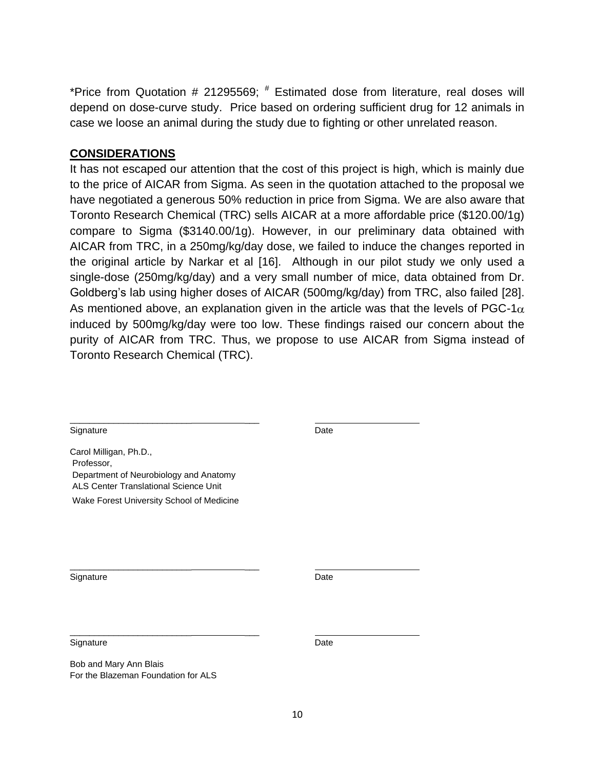*Price from Quotation # 21295569; [#] Estimated dose from literature, real doses will depend on dose-curve study. Price based on ordering sufficient drug for 12 animals in case we loose an animal during the study due to fighting or other unrelated reason.

## CONSIDERATIONS

It has not escaped our attention that the cost of this project is high, which is mainly due to the price of AICAR from Sigma. As seen in the quotation attached to the proposal we have negotiated a generous 50% reduction in price from Sigma. We are also aware that Toronto Research Chemical (TRC) sells AICAR at a more affordable price ($120.00/1g) compare to Sigma ($3140.00/1g). However, in our preliminary data obtained with AICAR from TRC, in a 250mg/kg/day dose, we failed to induce the changes reported in the original article by Narkar et al [16]. Although in our pilot study we only used a single-dose (250mg/kg/day) and a very small number of mice, data obtained from Dr. Goldberg's lab using higher doses of AICAR (500mg/kg/day) from TRC, also failed [28]. As mentioned above, an explanation given in the article was that the levels of PGC-1$\alpha$ induced by 500mg/kg/day were too low. These findings raised our concern about the purity of AICAR from TRC. Thus, we propose to use AICAR from Sigma instead of Toronto Research Chemical (TRC).

___________________________________ ____________________

Signature Date

Carol Milligan, Ph.D.,
Professor,
Department of Neurobiology and Anatomy
ALS Center Translational Science Unit
Wake Forest University School of Medicine

___________________________________ ____________________

Signature Date

___________________________________ ____________________

Signature Date

Bob and Mary Ann Blais
For the Blazeman Foundation for ALS